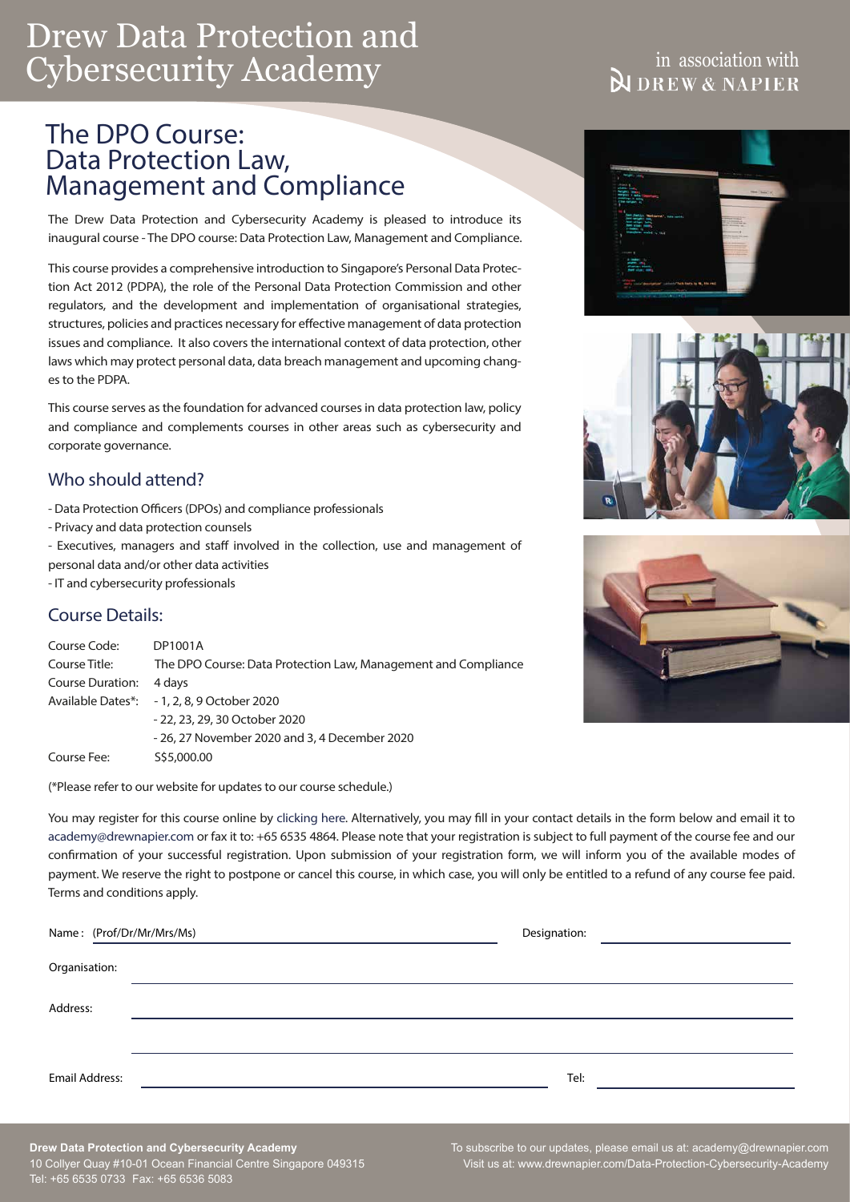# Drew Data Protection and Cybersecurity Academy

in association with DREW & NAPIER

## The DPO Course: Data Protection Law, Management and Compliance

The Drew Data Protection and Cybersecurity Academy is pleased to introduce its inaugural course - The DPO course: Data Protection Law, Management and Compliance.

This course provides a comprehensive introduction to Singapore's Personal Data Protection Act 2012 (PDPA), the role of the Personal Data Protection Commission and other regulators, and the development and implementation of organisational strategies, structures, policies and practices necessary for effective management of data protection issues and compliance. It also covers the international context of data protection, other laws which may protect personal data, data breach management and upcoming changes to the PDPA.

This course serves as the foundation for advanced courses in data protection law, policy and compliance and complements courses in other areas such as cybersecurity and corporate governance.

### Who should attend?

- Data Protection Officers (DPOs) and compliance professionals
- Privacy and data protection counsels
- Executives, managers and staff involved in the collection, use and management of personal data and/or other data activities
- IT and cybersecurity professionals

### Course Details:

| | |
|---|---|
| Course Code: | DP1001A |
| Course Title: | The DPO Course: Data Protection Law, Management and Compliance |
| Course Duration: | 4 days |
| Available Dates*: | - 1, 2, 8, 9 October 2020<br>- 22, 23, 29, 30 October 2020<br>- 26, 27 November 2020 and 3, 4 December 2020 |
| Course Fee: | S$5,000.00 |

(*Please refer to our website for updates to our course schedule.)

You may register for this course online by clicking here. Alternatively, you may fill in your contact details in the form below and email it to academy@drewnapier.com or fax it to: +65 6535 4864. Please note that your registration is subject to full payment of the course fee and our confirmation of your successful registration. Upon submission of your registration form, we will inform you of the available modes of payment. We reserve the right to postpone or cancel this course, in which case, you will only be entitled to a refund of any course fee paid. Terms and conditions apply.

Name : (Prof/Dr/Mr/Mrs/Ms) ______________________ Designation: ______________________

Organisation: ______________________

Address: ______________________

______________________

Email Address: ______________________ Tel: ______________________

**Drew Data Protection and Cybersecurity Academy**
10 Collyer Quay #10-01 Ocean Financial Centre Singapore 049315
Tel: +65 6535 0733 Fax: +65 6536 5083

To subscribe to our updates, please email us at: academy@drewnapier.com
Visit us at: www.drewnapier.com/Data-Protection-Cybersecurity-Academy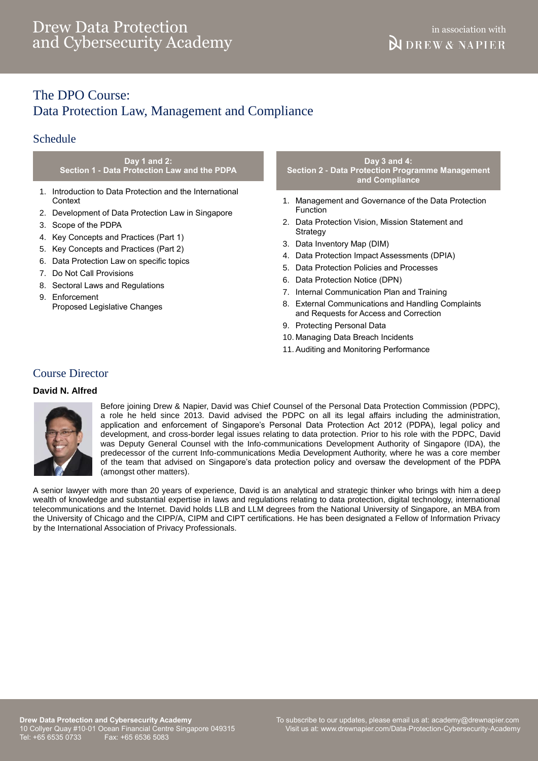Drew Data Protection and Cybersecurity Academy

in association with DREW & NAPIER

# The DPO Course: Data Protection Law, Management and Compliance

## Schedule

**Day 1 and 2: Section 1 - Data Protection Law and the PDPA**

1. Introduction to Data Protection and the International Context
2. Development of Data Protection Law in Singapore
3. Scope of the PDPA
4. Key Concepts and Practices (Part 1)
5. Key Concepts and Practices (Part 2)
6. Data Protection Law on specific topics
7. Do Not Call Provisions
8. Sectoral Laws and Regulations
9. Enforcement
   Proposed Legislative Changes

**Day 3 and 4: Section 2 - Data Protection Programme Management and Compliance**

1. Management and Governance of the Data Protection Function
2. Data Protection Vision, Mission Statement and Strategy
3. Data Inventory Map (DIM)
4. Data Protection Impact Assessments (DPIA)
5. Data Protection Policies and Processes
6. Data Protection Notice (DPN)
7. Internal Communication Plan and Training
8. External Communications and Handling Complaints and Requests for Access and Correction
9. Protecting Personal Data
10. Managing Data Breach Incidents
11. Auditing and Monitoring Performance

## Course Director

**David N. Alfred**

Before joining Drew & Napier, David was Chief Counsel of the Personal Data Protection Commission (PDPC), a role he held since 2013. David advised the PDPC on all its legal affairs including the administration, application and enforcement of Singapore's Personal Data Protection Act 2012 (PDPA), legal policy and development, and cross-border legal issues relating to data protection. Prior to his role with the PDPC, David was Deputy General Counsel with the Info-communications Development Authority of Singapore (IDA), the predecessor of the current Info-communications Media Development Authority, where he was a core member of the team that advised on Singapore's data protection policy and oversaw the development of the PDPA (amongst other matters).

A senior lawyer with more than 20 years of experience, David is an analytical and strategic thinker who brings with him a deep wealth of knowledge and substantial expertise in laws and regulations relating to data protection, digital technology, international telecommunications and the Internet. David holds LLB and LLM degrees from the National University of Singapore, an MBA from the University of Chicago and the CIPP/A, CIPM and CIPT certifications. He has been designated a Fellow of Information Privacy by the International Association of Privacy Professionals.

**Drew Data Protection and Cybersecurity Academy**
10 Collyer Quay #10-01 Ocean Financial Centre Singapore 049315
Tel: +65 6535 0733 Fax: +65 6536 5083

To subscribe to our updates, please email us at: academy@drewnapier.com
Visit us at: www.drewnapier.com/Data-Protection-Cybersecurity-Academy